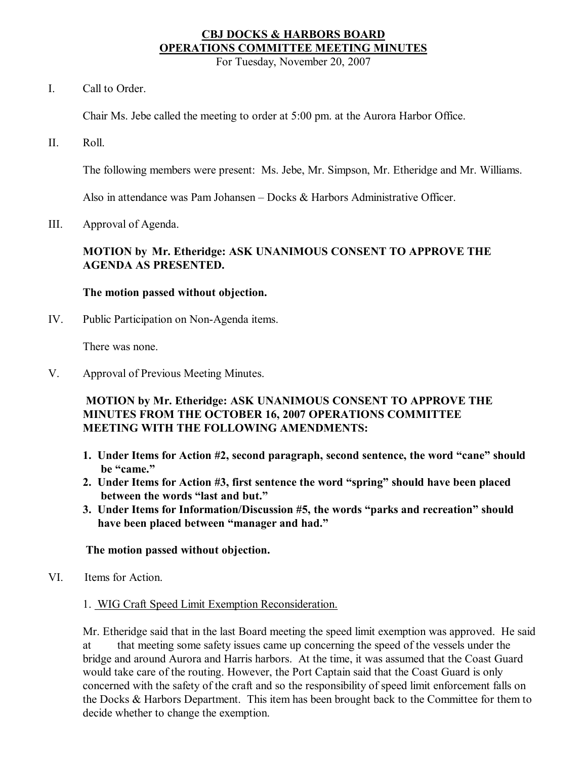**CBJ DOCKS & HARBORS BOARD**
**OPERATIONS COMMITTEE MEETING MINUTES**

For Tuesday, November 20, 2007

I. Call to Order.

Chair Ms. Jebe called the meeting to order at 5:00 pm. at the Aurora Harbor Office.

II. Roll.

The following members were present: Ms. Jebe, Mr. Simpson, Mr. Etheridge and Mr. Williams.

Also in attendance was Pam Johansen – Docks & Harbors Administrative Officer.

III. Approval of Agenda.

**MOTION by Mr. Etheridge: ASK UNANIMOUS CONSENT TO APPROVE THE AGENDA AS PRESENTED.**

**The motion passed without objection.**

IV. Public Participation on Non-Agenda items.

There was none.

V. Approval of Previous Meeting Minutes.

**MOTION by Mr. Etheridge: ASK UNANIMOUS CONSENT TO APPROVE THE MINUTES FROM THE OCTOBER 16, 2007 OPERATIONS COMMITTEE MEETING WITH THE FOLLOWING AMENDMENTS:**

1. **Under Items for Action #2, second paragraph, second sentence, the word "cane" should be "came."**
2. **Under Items for Action #3, first sentence the word "spring" should have been placed between the words "last and but."**
3. **Under Items for Information/Discussion #5, the words "parks and recreation" should have been placed between "manager and had."**

**The motion passed without objection.**

VI. Items for Action.

1. WIG Craft Speed Limit Exemption Reconsideration.

Mr. Etheridge said that in the last Board meeting the speed limit exemption was approved. He said at that meeting some safety issues came up concerning the speed of the vessels under the bridge and around Aurora and Harris harbors. At the time, it was assumed that the Coast Guard would take care of the routing. However, the Port Captain said that the Coast Guard is only concerned with the safety of the craft and so the responsibility of speed limit enforcement falls on the Docks & Harbors Department. This item has been brought back to the Committee for them to decide whether to change the exemption.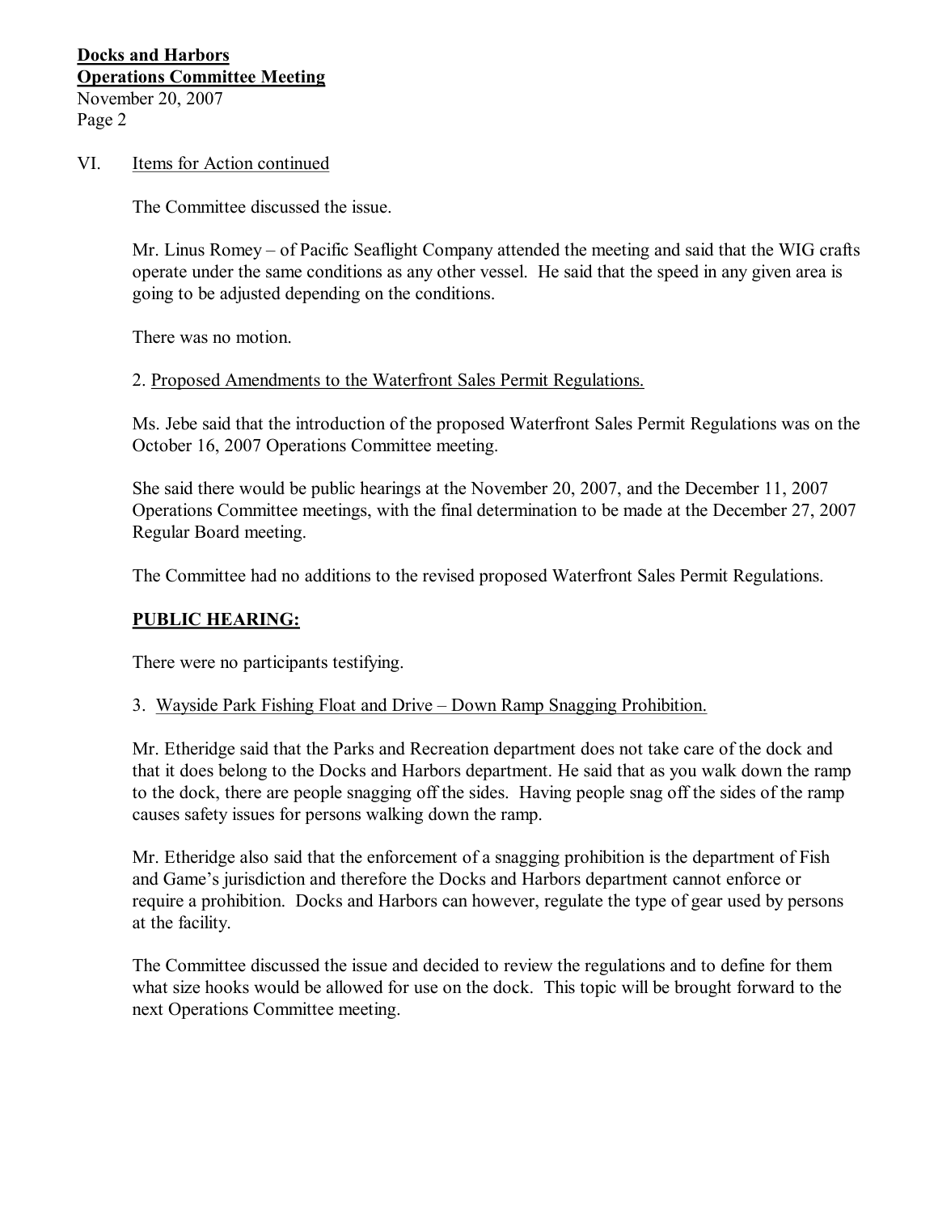VI. Items for Action continued

The Committee discussed the issue.

Mr. Linus Romey – of Pacific Seaflight Company attended the meeting and said that the WIG crafts operate under the same conditions as any other vessel. He said that the speed in any given area is going to be adjusted depending on the conditions.

There was no motion.

2. Proposed Amendments to the Waterfront Sales Permit Regulations.

Ms. Jebe said that the introduction of the proposed Waterfront Sales Permit Regulations was on the October 16, 2007 Operations Committee meeting.

She said there would be public hearings at the November 20, 2007, and the December 11, 2007 Operations Committee meetings, with the final determination to be made at the December 27, 2007 Regular Board meeting.

The Committee had no additions to the revised proposed Waterfront Sales Permit Regulations.

**PUBLIC HEARING:**

There were no participants testifying.

3. Wayside Park Fishing Float and Drive – Down Ramp Snagging Prohibition.

Mr. Etheridge said that the Parks and Recreation department does not take care of the dock and that it does belong to the Docks and Harbors department. He said that as you walk down the ramp to the dock, there are people snagging off the sides. Having people snag off the sides of the ramp causes safety issues for persons walking down the ramp.

Mr. Etheridge also said that the enforcement of a snagging prohibition is the department of Fish and Game's jurisdiction and therefore the Docks and Harbors department cannot enforce or require a prohibition. Docks and Harbors can however, regulate the type of gear used by persons at the facility.

The Committee discussed the issue and decided to review the regulations and to define for them what size hooks would be allowed for use on the dock. This topic will be brought forward to the next Operations Committee meeting.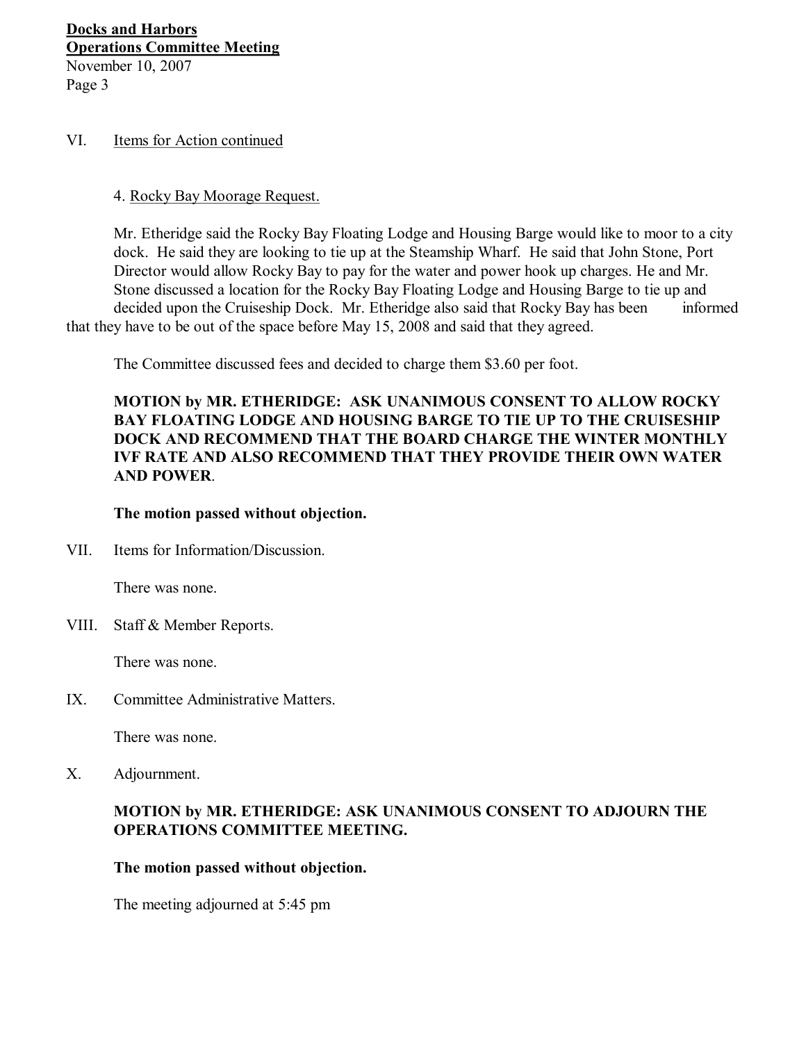VI. Items for Action continued

4. Rocky Bay Moorage Request.

Mr. Etheridge said the Rocky Bay Floating Lodge and Housing Barge would like to moor to a city dock. He said they are looking to tie up at the Steamship Wharf. He said that John Stone, Port Director would allow Rocky Bay to pay for the water and power hook up charges. He and Mr. Stone discussed a location for the Rocky Bay Floating Lodge and Housing Barge to tie up and decided upon the Cruiseship Dock. Mr. Etheridge also said that Rocky Bay has been informed that they have to be out of the space before May 15, 2008 and said that they agreed.

The Committee discussed fees and decided to charge them $3.60 per foot.

**MOTION by MR. ETHERIDGE: ASK UNANIMOUS CONSENT TO ALLOW ROCKY BAY FLOATING LODGE AND HOUSING BARGE TO TIE UP TO THE CRUISESHIP DOCK AND RECOMMEND THAT THE BOARD CHARGE THE WINTER MONTHLY IVF RATE AND ALSO RECOMMEND THAT THEY PROVIDE THEIR OWN WATER AND POWER**.

**The motion passed without objection.**

VII. Items for Information/Discussion.

There was none.

VIII. Staff & Member Reports.

There was none.

IX. Committee Administrative Matters.

There was none.

X. Adjournment.

**MOTION by MR. ETHERIDGE: ASK UNANIMOUS CONSENT TO ADJOURN THE OPERATIONS COMMITTEE MEETING.**

**The motion passed without objection.**

The meeting adjourned at 5:45 pm